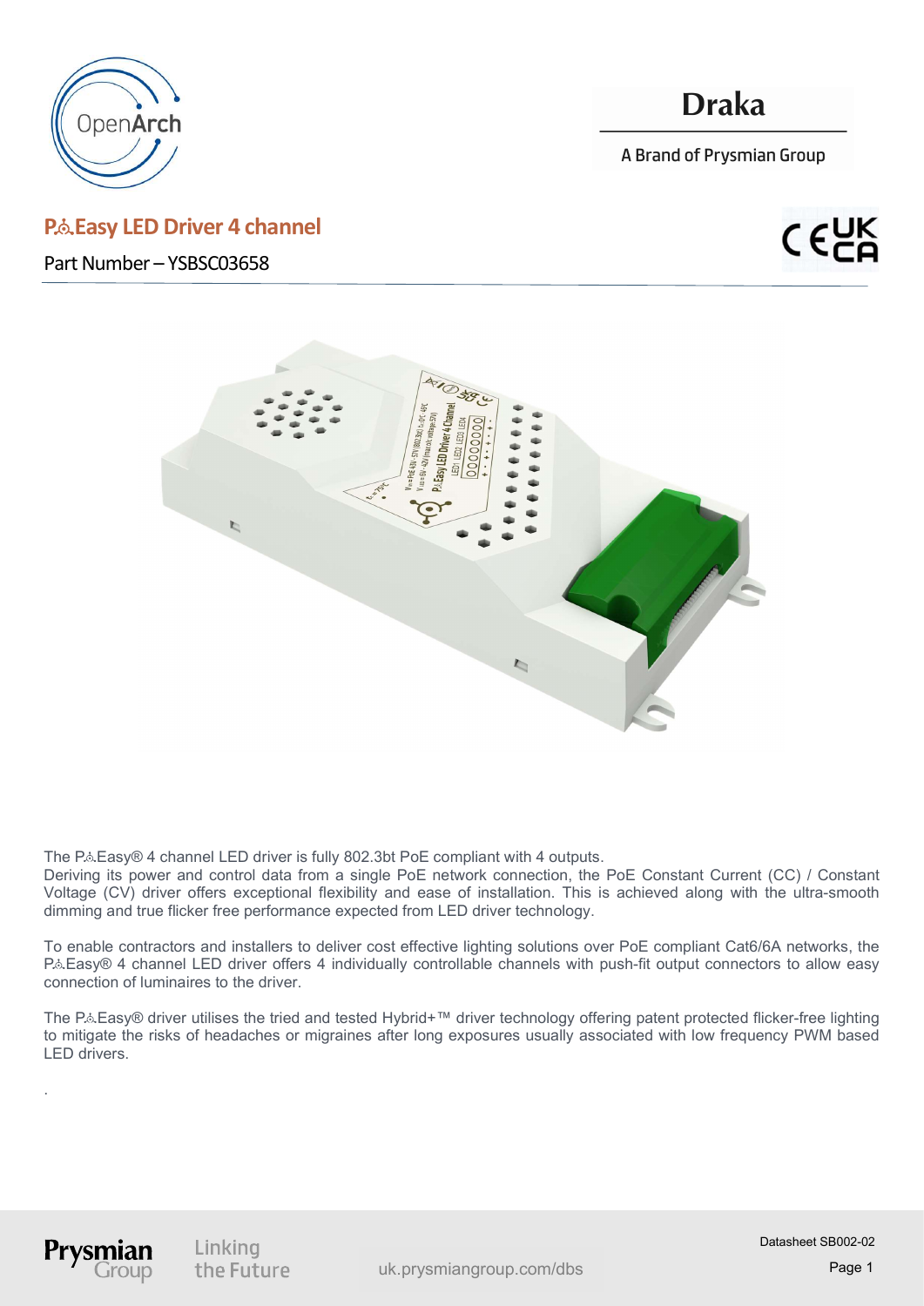# P⚇Easy LED Driver 4 channel

Part Number – YSBSC03658

The P⚇Easy® 4 channel LED driver is fully 802.3bt PoE compliant with 4 outputs.
Deriving its power and control data from a single PoE network connection, the PoE Constant Current (CC) / Constant Voltage (CV) driver offers exceptional flexibility and ease of installation. This is achieved along with the ultra-smooth dimming and true flicker free performance expected from LED driver technology.

To enable contractors and installers to deliver cost effective lighting solutions over PoE compliant Cat6/6A networks, the P⚇Easy® 4 channel LED driver offers 4 individually controllable channels with push-fit output connectors to allow easy connection of luminaires to the driver.

The P⚇Easy® driver utilises the tried and tested Hybrid+™ driver technology offering patent protected flicker-free lighting to mitigate the risks of headaches or migraines after long exposures usually associated with low frequency PWM based LED drivers.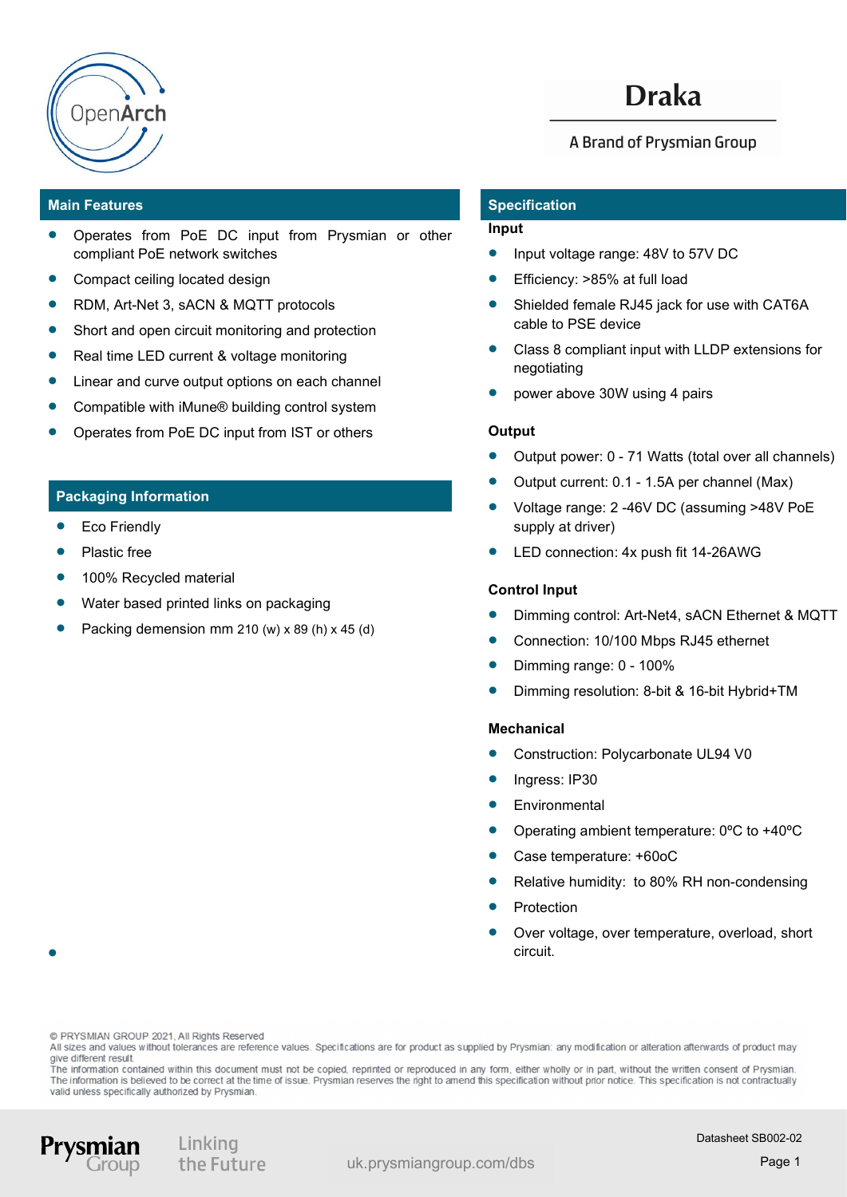Draka

A Brand of Prysmian Group

## Main Features

- Operates from PoE DC input from Prysmian or other compliant PoE network switches
- Compact ceiling located design
- RDM, Art-Net 3, sACN & MQTT protocols
- Short and open circuit monitoring and protection
- Real time LED current & voltage monitoring
- Linear and curve output options on each channel
- Compatible with iMune® building control system
- Operates from PoE DC input from IST or others

## Packaging Information

- Eco Friendly
- Plastic free
- 100% Recycled material
- Water based printed links on packaging
- Packing demension mm 210 (w) x 89 (h) x 45 (d)

## Specification

### Input

- Input voltage range: 48V to 57V DC
- Efficiency: >85% at full load
- Shielded female RJ45 jack for use with CAT6A cable to PSE device
- Class 8 compliant input with LLDP extensions for negotiating
- power above 30W using 4 pairs

### Output

- Output power: 0 - 71 Watts (total over all channels)
- Output current: 0.1 - 1.5A per channel (Max)
- Voltage range: 2 -46V DC (assuming >48V PoE supply at driver)
- LED connection: 4x push fit 14-26AWG

### Control Input

- Dimming control: Art-Net4, sACN Ethernet & MQTT
- Connection: 10/100 Mbps RJ45 ethernet
- Dimming range: 0 - 100%
- Dimming resolution: 8-bit & 16-bit Hybrid+TM

### Mechanical

- Construction: Polycarbonate UL94 V0
- Ingress: IP30
- Environmental
- Operating ambient temperature: 0ºC to +40ºC
- Case temperature: +60oC
- Relative humidity: to 80% RH non-condensing
- Protection
- Over voltage, over temperature, overload, short circuit.

© PRYSMIAN GROUP 2021, All Rights Reserved
All sizes and values without tolerances are reference values. Specifications are for product as supplied by Prysmian: any modification or alteration afterwards of product may give different result.
The information contained within this document must not be copied, reprinted or reproduced in any form, either wholly or in part, without the written consent of Prysmian. The information is believed to be correct at the time of issue. Prysmian reserves the right to amend this specification without prior notice. This specification is not contractually valid unless specifically authorized by Prysmian.

Prysmian Group — Linking the Future — uk.prysmiangroup.com/dbs — Datasheet SB002-02